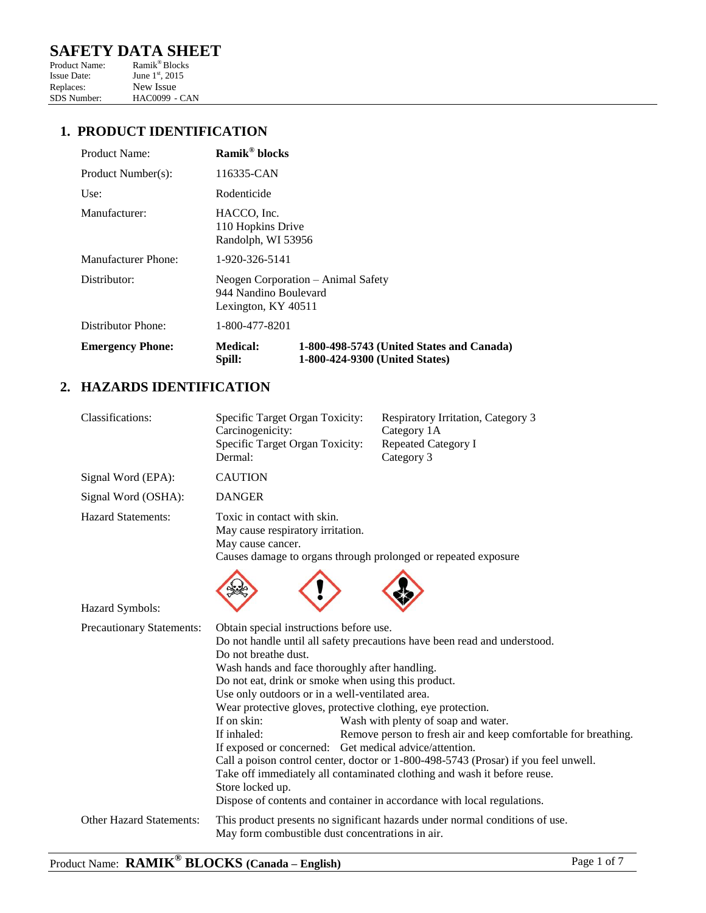# SAFETY DATA SHEET

Product Name: Ramik® Blocks
Issue Date: June 1st, 2015
Replaces: New Issue
SDS Number: HAC0099 - CAN

## 1. PRODUCT IDENTIFICATION

| | |
|---|---|
| Product Name: | **Ramik® blocks** |
| Product Number(s): | 116335-CAN |
| Use: | Rodenticide |
| Manufacturer: | HACCO, Inc.<br>110 Hopkins Drive<br>Randolph, WI 53956 |
| Manufacturer Phone: | 1-920-326-5141 |
| Distributor: | Neogen Corporation – Animal Safety<br>944 Nandino Boulevard<br>Lexington, KY 40511 |
| Distributor Phone: | 1-800-477-8201 |
| **Emergency Phone:** | **Medical:** **1-800-498-5743 (United States and Canada)**<br>**Spill:** **1-800-424-9300 (United States)** |

## 2. HAZARDS IDENTIFICATION

**Classifications:**

| | |
|---|---|
| Specific Target Organ Toxicity: | Respiratory Irritation, Category 3 |
| Carcinogenicity: | Category 1A |
| Specific Target Organ Toxicity: | Repeated Category I |
| Dermal: | Category 3 |

**Signal Word (EPA):** CAUTION

**Signal Word (OSHA):** DANGER

**Hazard Statements:**
Toxic in contact with skin.
May cause respiratory irritation.
May cause cancer.
Causes damage to organs through prolonged or repeated exposure

**Hazard Symbols:**

**Precautionary Statements:**
Obtain special instructions before use.
Do not handle until all safety precautions have been read and understood.
Do not breathe dust.
Wash hands and face thoroughly after handling.
Do not eat, drink or smoke when using this product.
Use only outdoors or in a well-ventilated area.
Wear protective gloves, protective clothing, eye protection.
If on skin: Wash with plenty of soap and water.
If inhaled: Remove person to fresh air and keep comfortable for breathing.
If exposed or concerned: Get medical advice/attention.
Call a poison control center, doctor or 1-800-498-5743 (Prosar) if you feel unwell.
Take off immediately all contaminated clothing and wash it before reuse.
Store locked up.
Dispose of contents and container in accordance with local regulations.

**Other Hazard Statements:**
This product presents no significant hazards under normal conditions of use.
May form combustible dust concentrations in air.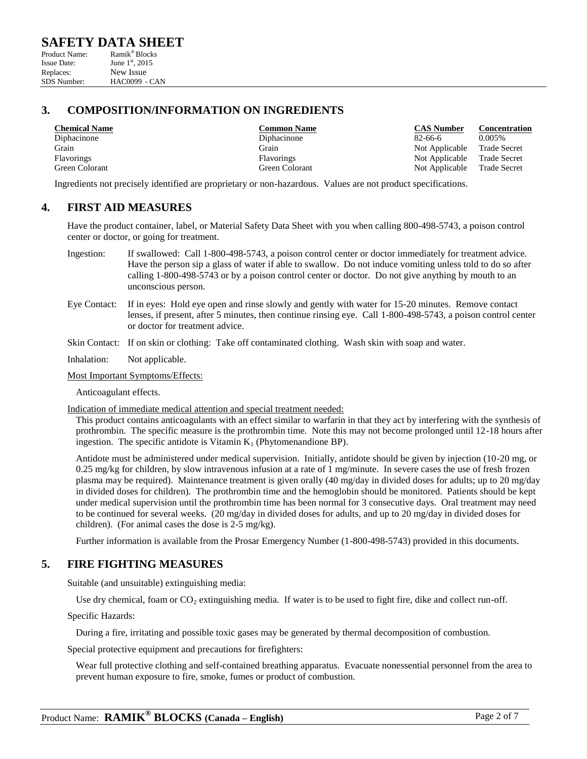## 3. COMPOSITION/INFORMATION ON INGREDIENTS

| Chemical Name | Common Name | CAS Number | Concentration |
|---|---|---|---|
| Diphacinone | Diphacinone | 82-66-6 | 0.005% |
| Grain | Grain | Not Applicable | Trade Secret |
| Flavorings | Flavorings | Not Applicable | Trade Secret |
| Green Colorant | Green Colorant | Not Applicable | Trade Secret |

Ingredients not precisely identified are proprietary or non-hazardous. Values are not product specifications.

## 4. FIRST AID MEASURES

Have the product container, label, or Material Safety Data Sheet with you when calling 800-498-5743, a poison control center or doctor, or going for treatment.

Ingestion: If swallowed: Call 1-800-498-5743, a poison control center or doctor immediately for treatment advice. Have the person sip a glass of water if able to swallow. Do not induce vomiting unless told to do so after calling 1-800-498-5743 or by a poison control center or doctor. Do not give anything by mouth to an unconscious person.

Eye Contact: If in eyes: Hold eye open and rinse slowly and gently with water for 15-20 minutes. Remove contact lenses, if present, after 5 minutes, then continue rinsing eye. Call 1-800-498-5743, a poison control center or doctor for treatment advice.

Skin Contact: If on skin or clothing: Take off contaminated clothing. Wash skin with soap and water.

Inhalation: Not applicable.

Most Important Symptoms/Effects:

Anticoagulant effects.

Indication of immediate medical attention and special treatment needed:

This product contains anticoagulants with an effect similar to warfarin in that they act by interfering with the synthesis of prothrombin. The specific measure is the prothrombin time. Note this may not become prolonged until 12-18 hours after ingestion. The specific antidote is Vitamin $K_1$ (Phytomenandione BP).

Antidote must be administered under medical supervision. Initially, antidote should be given by injection (10-20 mg, or 0.25 mg/kg for children, by slow intravenous infusion at a rate of 1 mg/minute. In severe cases the use of fresh frozen plasma may be required). Maintenance treatment is given orally (40 mg/day in divided doses for adults; up to 20 mg/day in divided doses for children). The prothrombin time and the hemoglobin should be monitored. Patients should be kept under medical supervision until the prothrombin time has been normal for 3 consecutive days. Oral treatment may need to be continued for several weeks. (20 mg/day in divided doses for adults, and up to 20 mg/day in divided doses for children). (For animal cases the dose is 2-5 mg/kg).

Further information is available from the Prosar Emergency Number (1-800-498-5743) provided in this documents.

## 5. FIRE FIGHTING MEASURES

Suitable (and unsuitable) extinguishing media:

Use dry chemical, foam or $CO_2$ extinguishing media. If water is to be used to fight fire, dike and collect run-off.

Specific Hazards:

During a fire, irritating and possible toxic gases may be generated by thermal decomposition of combustion.

Special protective equipment and precautions for firefighters:

Wear full protective clothing and self-contained breathing apparatus. Evacuate nonessential personnel from the area to prevent human exposure to fire, smoke, fumes or product of combustion.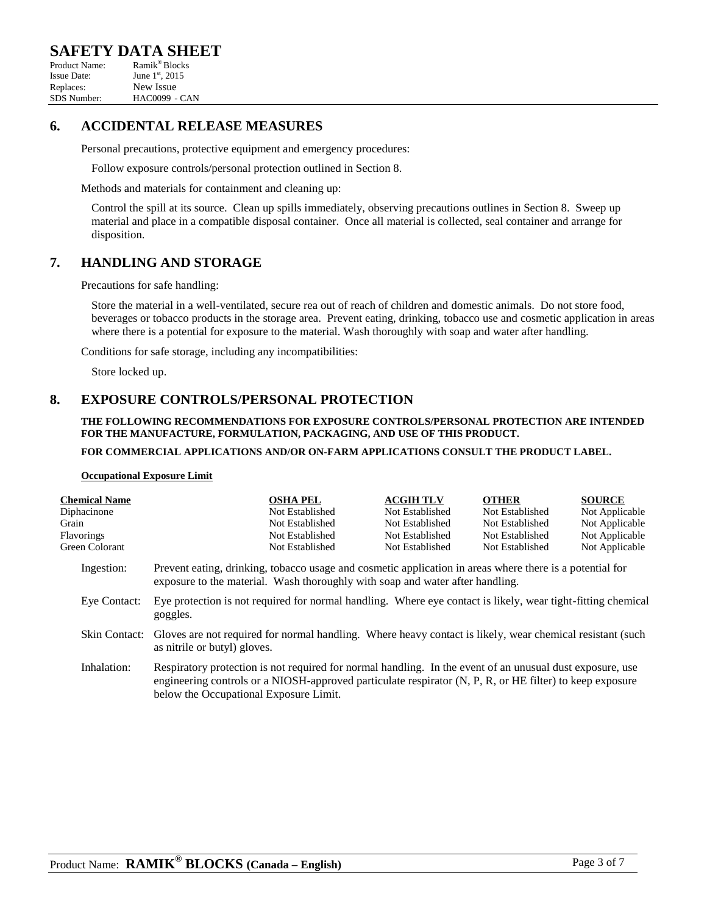## 6. ACCIDENTAL RELEASE MEASURES

Personal precautions, protective equipment and emergency procedures:

Follow exposure controls/personal protection outlined in Section 8.

Methods and materials for containment and cleaning up:

Control the spill at its source. Clean up spills immediately, observing precautions outlines in Section 8. Sweep up material and place in a compatible disposal container. Once all material is collected, seal container and arrange for disposition.

## 7. HANDLING AND STORAGE

Precautions for safe handling:

Store the material in a well-ventilated, secure rea out of reach of children and domestic animals. Do not store food, beverages or tobacco products in the storage area. Prevent eating, drinking, tobacco use and cosmetic application in areas where there is a potential for exposure to the material. Wash thoroughly with soap and water after handling.

Conditions for safe storage, including any incompatibilities:

Store locked up.

## 8. EXPOSURE CONTROLS/PERSONAL PROTECTION

**THE FOLLOWING RECOMMENDATIONS FOR EXPOSURE CONTROLS/PERSONAL PROTECTION ARE INTENDED FOR THE MANUFACTURE, FORMULATION, PACKAGING, AND USE OF THIS PRODUCT.**

**FOR COMMERCIAL APPLICATIONS AND/OR ON-FARM APPLICATIONS CONSULT THE PRODUCT LABEL.**

**Occupational Exposure Limit**

| Chemical Name | OSHA PEL | ACGIH TLV | OTHER | SOURCE |
|---|---|---|---|---|
| Diphacinone | Not Established | Not Established | Not Established | Not Applicable |
| Grain | Not Established | Not Established | Not Established | Not Applicable |
| Flavorings | Not Established | Not Established | Not Established | Not Applicable |
| Green Colorant | Not Established | Not Established | Not Established | Not Applicable |

Ingestion: Prevent eating, drinking, tobacco usage and cosmetic application in areas where there is a potential for exposure to the material. Wash thoroughly with soap and water after handling.

Eye Contact: Eye protection is not required for normal handling. Where eye contact is likely, wear tight-fitting chemical goggles.

Skin Contact: Gloves are not required for normal handling. Where heavy contact is likely, wear chemical resistant (such as nitrile or butyl) gloves.

Inhalation: Respiratory protection is not required for normal handling. In the event of an unusual dust exposure, use engineering controls or a NIOSH-approved particulate respirator (N, P, R, or HE filter) to keep exposure below the Occupational Exposure Limit.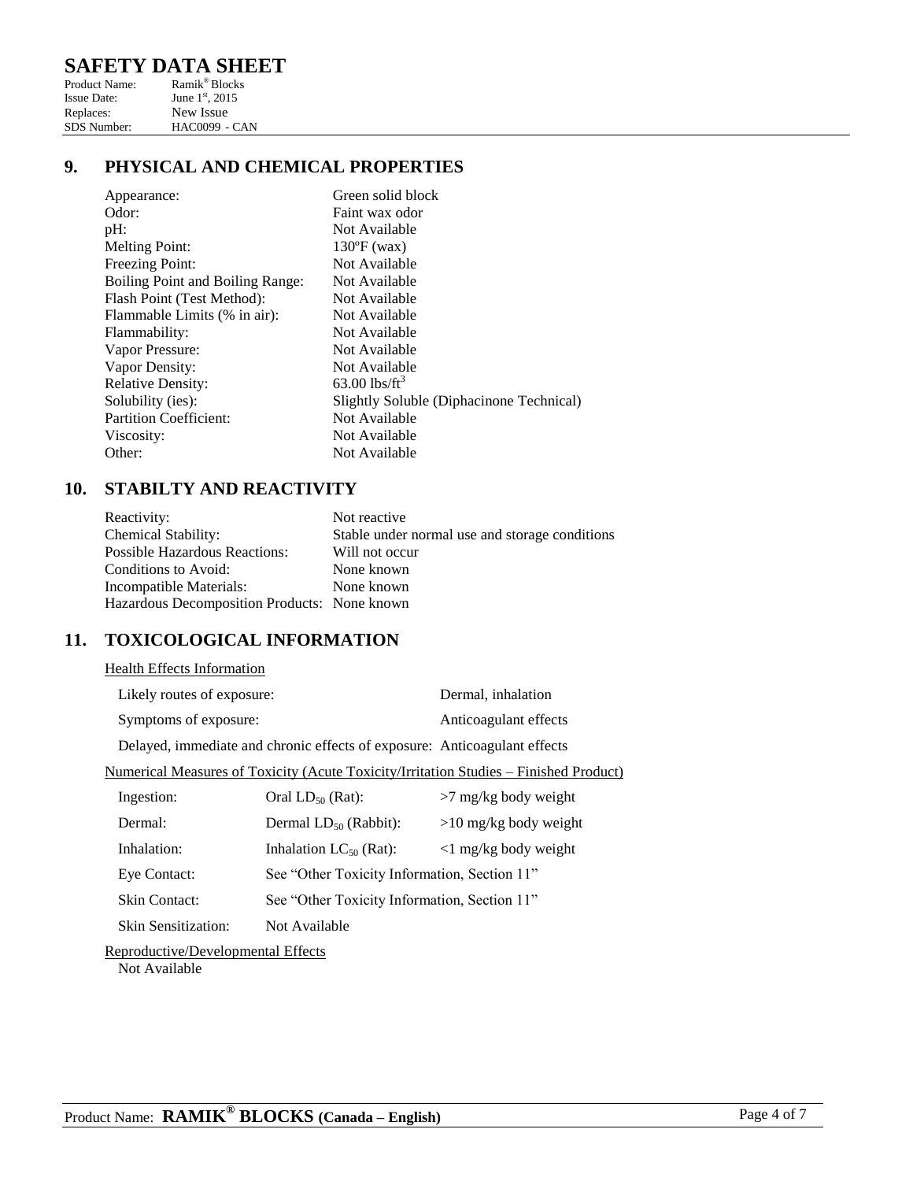## 9. PHYSICAL AND CHEMICAL PROPERTIES

| | |
|---|---|
| Appearance: | Green solid block |
| Odor: | Faint wax odor |
| pH: | Not Available |
| Melting Point: | 130ºF (wax) |
| Freezing Point: | Not Available |
| Boiling Point and Boiling Range: | Not Available |
| Flash Point (Test Method): | Not Available |
| Flammable Limits (% in air): | Not Available |
| Flammability: | Not Available |
| Vapor Pressure: | Not Available |
| Vapor Density: | Not Available |
| Relative Density: | 63.00 $lbs/ft^3$ |
| Solubility (ies): | Slightly Soluble (Diphacinone Technical) |
| Partition Coefficient: | Not Available |
| Viscosity: | Not Available |
| Other: | Not Available |

## 10. STABILTY AND REACTIVITY

| | |
|---|---|
| Reactivity: | Not reactive |
| Chemical Stability: | Stable under normal use and storage conditions |
| Possible Hazardous Reactions: | Will not occur |
| Conditions to Avoid: | None known |
| Incompatible Materials: | None known |
| Hazardous Decomposition Products: | None known |

## 11. TOXICOLOGICAL INFORMATION

Health Effects Information

| | |
|---|---|
| Likely routes of exposure: | Dermal, inhalation |
| Symptoms of exposure: | Anticoagulant effects |

Delayed, immediate and chronic effects of exposure: Anticoagulant effects

Numerical Measures of Toxicity (Acute Toxicity/Irritation Studies – Finished Product)

| | | |
|---|---|---|
| Ingestion: | Oral $LD_{50}$ (Rat): | >7 mg/kg body weight |
| Dermal: | Dermal $LD_{50}$ (Rabbit): | >10 mg/kg body weight |
| Inhalation: | Inhalation $LC_{50}$ (Rat): | <1 mg/kg body weight |
| Eye Contact: | See "Other Toxicity Information, Section 11" | |
| Skin Contact: | See "Other Toxicity Information, Section 11" | |
| Skin Sensitization: | Not Available | |

Reproductive/Developmental Effects

Not Available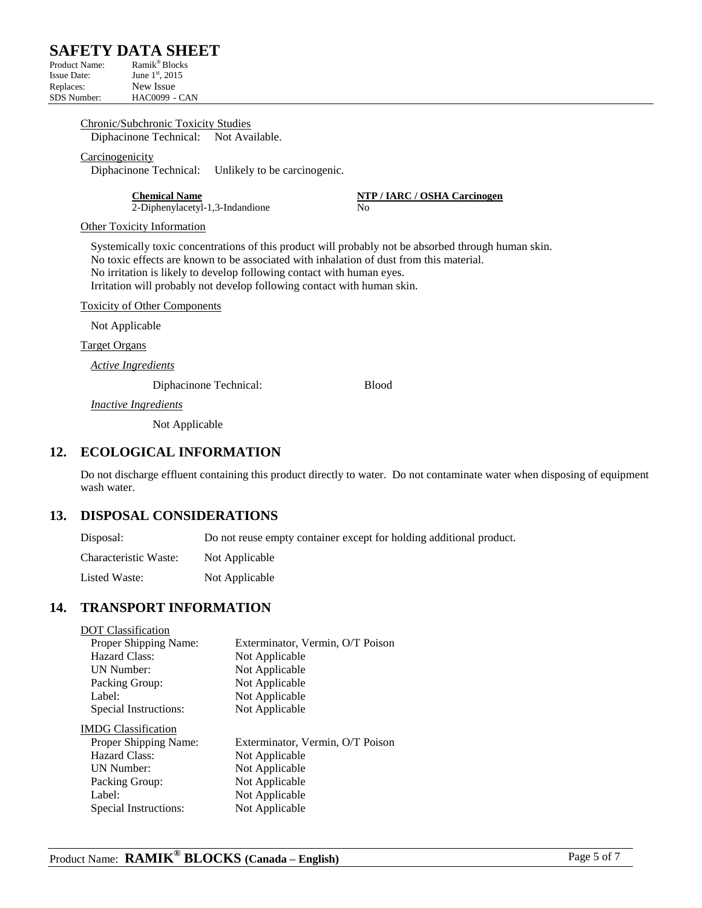Chronic/Subchronic Toxicity Studies

Diphacinone Technical: Not Available.

Carcinogenicity

Diphacinone Technical: Unlikely to be carcinogenic.

| Chemical Name | NTP / IARC / OSHA Carcinogen |
|---|---|
| 2-Diphenylacetyl-1,3-Indandione | No |

Other Toxicity Information

Systemically toxic concentrations of this product will probably not be absorbed through human skin.
No toxic effects are known to be associated with inhalation of dust from this material.
No irritation is likely to develop following contact with human eyes.
Irritation will probably not develop following contact with human skin.

Toxicity of Other Components

Not Applicable

Target Organs

*Active Ingredients*

Diphacinone Technical: Blood

*Inactive Ingredients*

Not Applicable

## 12. ECOLOGICAL INFORMATION

Do not discharge effluent containing this product directly to water. Do not contaminate water when disposing of equipment wash water.

## 13. DISPOSAL CONSIDERATIONS

| | |
|---|---|
| Disposal: | Do not reuse empty container except for holding additional product. |
| Characteristic Waste: | Not Applicable |
| Listed Waste: | Not Applicable |

## 14. TRANSPORT INFORMATION

DOT Classification

| | |
|---|---|
| Proper Shipping Name: | Exterminator, Vermin, O/T Poison |
| Hazard Class: | Not Applicable |
| UN Number: | Not Applicable |
| Packing Group: | Not Applicable |
| Label: | Not Applicable |
| Special Instructions: | Not Applicable |

IMDG Classification

| | |
|---|---|
| Proper Shipping Name: | Exterminator, Vermin, O/T Poison |
| Hazard Class: | Not Applicable |
| UN Number: | Not Applicable |
| Packing Group: | Not Applicable |
| Label: | Not Applicable |
| Special Instructions: | Not Applicable |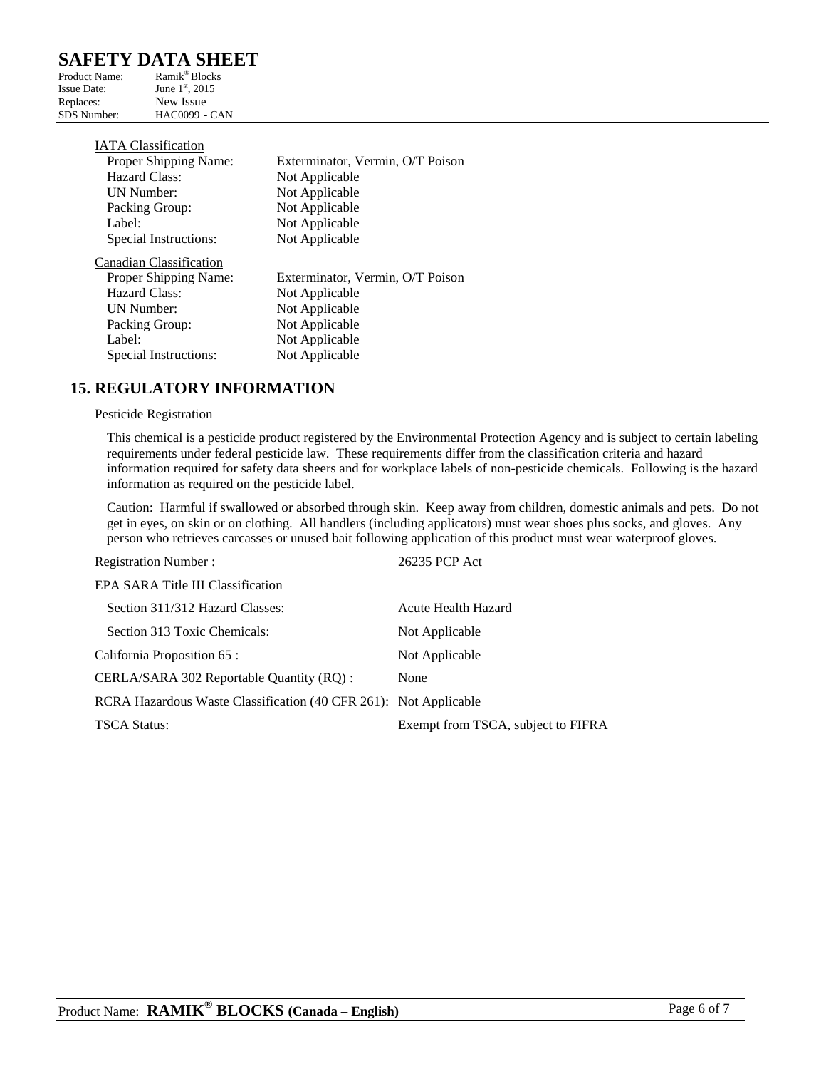IATA Classification

| | |
|---|---|
| Proper Shipping Name: | Exterminator, Vermin, O/T Poison |
| Hazard Class: | Not Applicable |
| UN Number: | Not Applicable |
| Packing Group: | Not Applicable |
| Label: | Not Applicable |
| Special Instructions: | Not Applicable |

Canadian Classification

| | |
|---|---|
| Proper Shipping Name: | Exterminator, Vermin, O/T Poison |
| Hazard Class: | Not Applicable |
| UN Number: | Not Applicable |
| Packing Group: | Not Applicable |
| Label: | Not Applicable |
| Special Instructions: | Not Applicable |

## 15. REGULATORY INFORMATION

Pesticide Registration

This chemical is a pesticide product registered by the Environmental Protection Agency and is subject to certain labeling requirements under federal pesticide law. These requirements differ from the classification criteria and hazard information required for safety data sheers and for workplace labels of non-pesticide chemicals. Following is the hazard information as required on the pesticide label.

Caution: Harmful if swallowed or absorbed through skin. Keep away from children, domestic animals and pets. Do not get in eyes, on skin or on clothing. All handlers (including applicators) must wear shoes plus socks, and gloves. Any person who retrieves carcasses or unused bait following application of this product must wear waterproof gloves.

| | |
|---|---|
| Registration Number : | 26235 PCP Act |
| EPA SARA Title III Classification | |
| Section 311/312 Hazard Classes: | Acute Health Hazard |
| Section 313 Toxic Chemicals: | Not Applicable |
| California Proposition 65 : | Not Applicable |
| CERLA/SARA 302 Reportable Quantity (RQ) : | None |
| RCRA Hazardous Waste Classification (40 CFR 261): | Not Applicable |
| TSCA Status: | Exempt from TSCA, subject to FIFRA |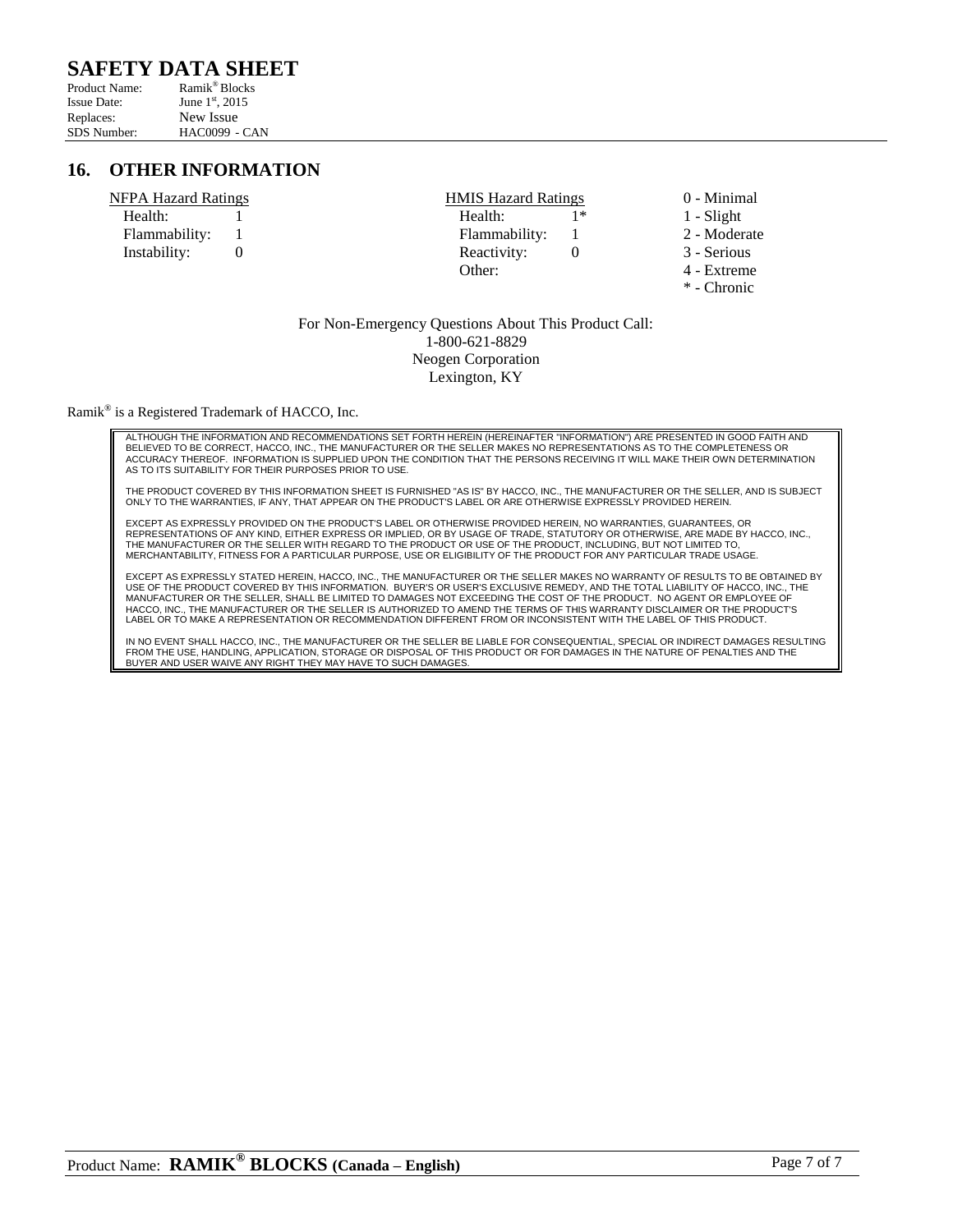## 16. OTHER INFORMATION

| NFPA Hazard Ratings | | HMIS Hazard Ratings | | |
|---|---|---|---|---|
| Health: | 1 | Health: | 1* | 0 - Minimal |
| Flammability: | 1 | Flammability: | 1 | 1 - Slight |
| Instability: | 0 | Reactivity: | 0 | 2 - Moderate |
| | | Other: | | 3 - Serious |
| | | | | 4 - Extreme |
| | | | | * - Chronic |

For Non-Emergency Questions About This Product Call:
1-800-621-8829
Neogen Corporation
Lexington, KY

Ramik® is a Registered Trademark of HACCO, Inc.

ALTHOUGH THE INFORMATION AND RECOMMENDATIONS SET FORTH HEREIN (HEREINAFTER "INFORMATION") ARE PRESENTED IN GOOD FAITH AND BELIEVED TO BE CORRECT, HACCO, INC., THE MANUFACTURER OR THE SELLER MAKES NO REPRESENTATIONS AS TO THE COMPLETENESS OR ACCURACY THEREOF. INFORMATION IS SUPPLIED UPON THE CONDITION THAT THE PERSONS RECEIVING IT WILL MAKE THEIR OWN DETERMINATION AS TO ITS SUITABILITY FOR THEIR PURPOSES PRIOR TO USE.

THE PRODUCT COVERED BY THIS INFORMATION SHEET IS FURNISHED "AS IS" BY HACCO, INC., THE MANUFACTURER OR THE SELLER, AND IS SUBJECT ONLY TO THE WARRANTIES, IF ANY, THAT APPEAR ON THE PRODUCT'S LABEL OR ARE OTHERWISE EXPRESSLY PROVIDED HEREIN.

EXCEPT AS EXPRESSLY PROVIDED ON THE PRODUCT'S LABEL OR OTHERWISE PROVIDED HEREIN, NO WARRANTIES, GUARANTEES, OR REPRESENTATIONS OF ANY KIND, EITHER EXPRESS OR IMPLIED, OR BY USAGE OF TRADE, STATUTORY OR OTHERWISE, ARE MADE BY HACCO, INC., THE MANUFACTURER OR THE SELLER WITH REGARD TO THE PRODUCT OR USE OF THE PRODUCT, INCLUDING, BUT NOT LIMITED TO, MERCHANTABILITY, FITNESS FOR A PARTICULAR PURPOSE, USE OR ELIGIBILITY OF THE PRODUCT FOR ANY PARTICULAR TRADE USAGE.

EXCEPT AS EXPRESSLY STATED HEREIN, HACCO, INC., THE MANUFACTURER OR THE SELLER MAKES NO WARRANTY OF RESULTS TO BE OBTAINED BY USE OF THE PRODUCT COVERED BY THIS INFORMATION. BUYER'S OR USER'S EXCLUSIVE REMEDY, AND THE TOTAL LIABILITY OF HACCO, INC., THE MANUFACTURER OR THE SELLER, SHALL BE LIMITED TO DAMAGES NOT EXCEEDING THE COST OF THE PRODUCT. NO AGENT OR EMPLOYEE OF HACCO, INC., THE MANUFACTURER OR THE SELLER IS AUTHORIZED TO AMEND THE TERMS OF THIS WARRANTY DISCLAIMER OR THE PRODUCT'S LABEL OR TO MAKE A REPRESENTATION OR RECOMMENDATION DIFFERENT FROM OR INCONSISTENT WITH THE LABEL OF THIS PRODUCT.

IN NO EVENT SHALL HACCO, INC., THE MANUFACTURER OR THE SELLER BE LIABLE FOR CONSEQUENTIAL, SPECIAL OR INDIRECT DAMAGES RESULTING FROM THE USE, HANDLING, APPLICATION, STORAGE OR DISPOSAL OF THIS PRODUCT OR FOR DAMAGES IN THE NATURE OF PENALTIES AND THE BUYER AND USER WAIVE ANY RIGHT THEY MAY HAVE TO SUCH DAMAGES.